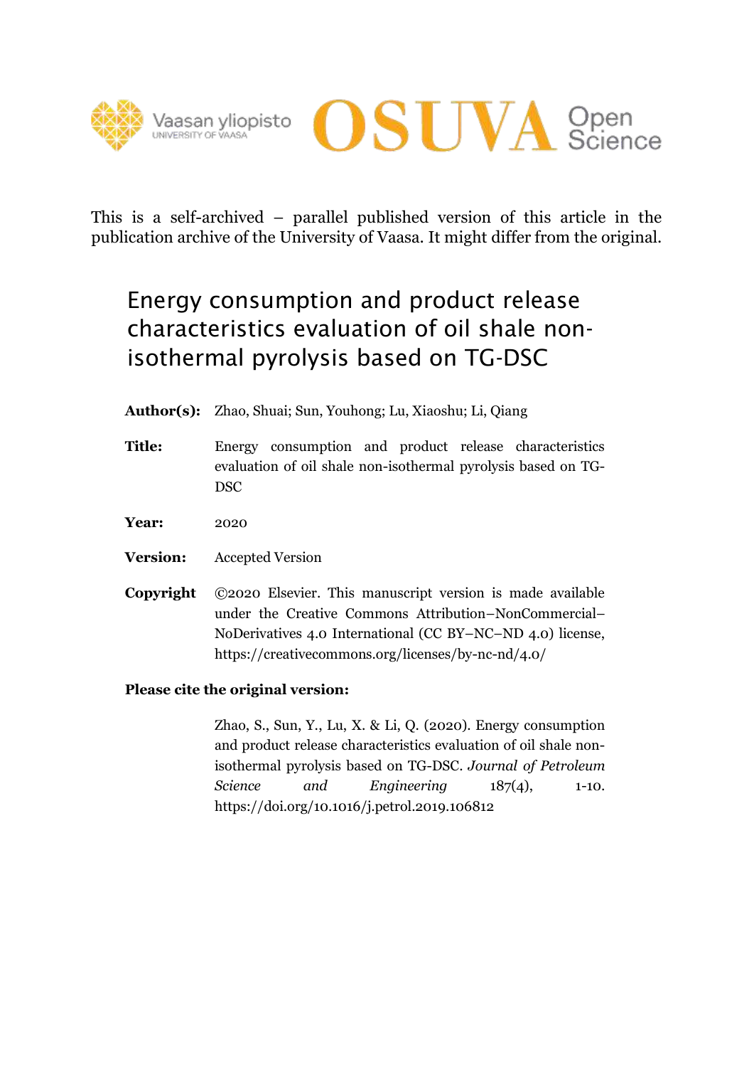Vaasan yliopisto
UNIVERSITY OF VAASA

OSUVA Open Science

This is a self-archived – parallel published version of this article in the publication archive of the University of Vaasa. It might differ from the original.

# Energy consumption and product release characteristics evaluation of oil shale non-isothermal pyrolysis based on TG-DSC

**Author(s):** Zhao, Shuai; Sun, Youhong; Lu, Xiaoshu; Li, Qiang

**Title:** Energy consumption and product release characteristics evaluation of oil shale non-isothermal pyrolysis based on TG-DSC

**Year:** 2020

**Version:** Accepted Version

**Copyright** ©2020 Elsevier. This manuscript version is made available under the Creative Commons Attribution–NonCommercial–NoDerivatives 4.0 International (CC BY–NC–ND 4.0) license, https://creativecommons.org/licenses/by-nc-nd/4.0/

**Please cite the original version:**

Zhao, S., Sun, Y., Lu, X. & Li, Q. (2020). Energy consumption and product release characteristics evaluation of oil shale non-isothermal pyrolysis based on TG-DSC. *Journal of Petroleum Science and Engineering* 187(4), 1-10. https://doi.org/10.1016/j.petrol.2019.106812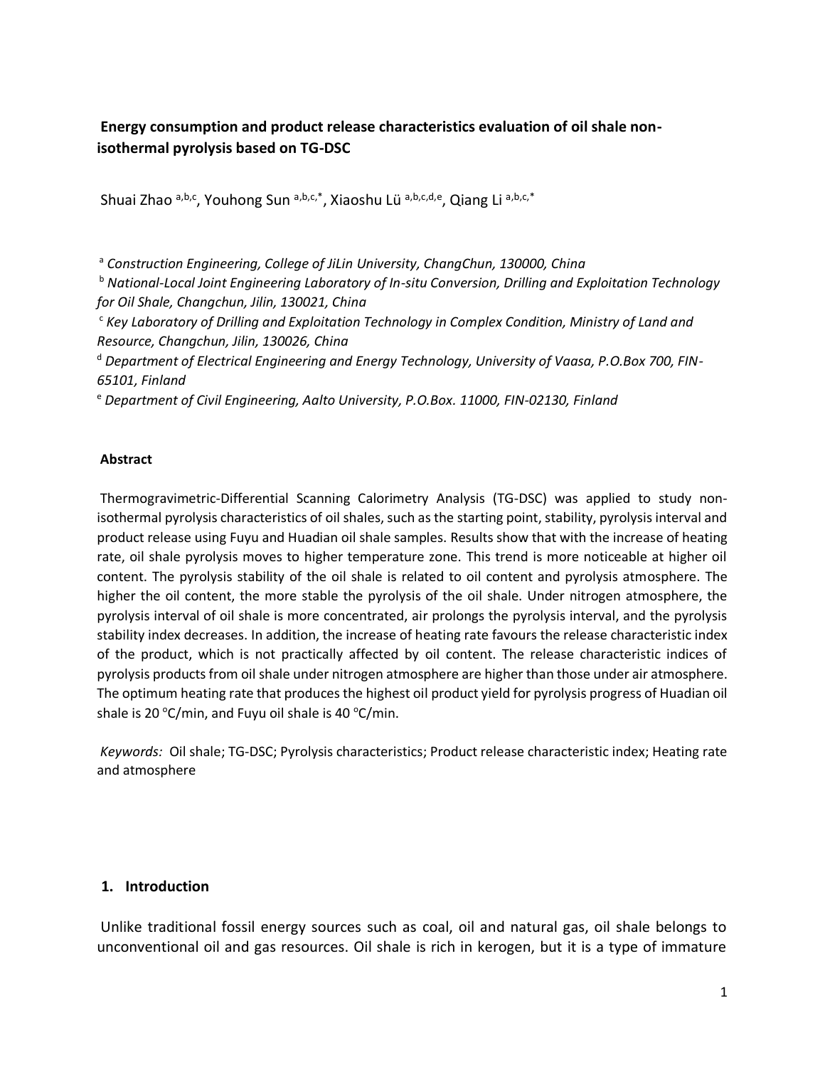# Energy consumption and product release characteristics evaluation of oil shale non-isothermal pyrolysis based on TG-DSC

Shuai Zhao [a,b,c], Youhong Sun [a,b,c,*], Xiaoshu Lü [a,b,c,d,e], Qiang Li [a,b,c,*]

[a] *Construction Engineering, College of JiLin University, ChangChun, 130000, China*

[b] *National-Local Joint Engineering Laboratory of In-situ Conversion, Drilling and Exploitation Technology for Oil Shale, Changchun, Jilin, 130021, China*

[c] *Key Laboratory of Drilling and Exploitation Technology in Complex Condition, Ministry of Land and Resource, Changchun, Jilin, 130026, China*

[d] *Department of Electrical Engineering and Energy Technology, University of Vaasa, P.O.Box 700, FIN-65101, Finland*

[e] *Department of Civil Engineering, Aalto University, P.O.Box. 11000, FIN-02130, Finland*

## Abstract

Thermogravimetric-Differential Scanning Calorimetry Analysis (TG-DSC) was applied to study non-isothermal pyrolysis characteristics of oil shales, such as the starting point, stability, pyrolysis interval and product release using Fuyu and Huadian oil shale samples. Results show that with the increase of heating rate, oil shale pyrolysis moves to higher temperature zone. This trend is more noticeable at higher oil content. The pyrolysis stability of the oil shale is related to oil content and pyrolysis atmosphere. The higher the oil content, the more stable the pyrolysis of the oil shale. Under nitrogen atmosphere, the pyrolysis interval of oil shale is more concentrated, air prolongs the pyrolysis interval, and the pyrolysis stability index decreases. In addition, the increase of heating rate favours the release characteristic index of the product, which is not practically affected by oil content. The release characteristic indices of pyrolysis products from oil shale under nitrogen atmosphere are higher than those under air atmosphere. The optimum heating rate that produces the highest oil product yield for pyrolysis progress of Huadian oil shale is 20 °C/min, and Fuyu oil shale is 40 °C/min.

*Keywords:* Oil shale; TG-DSC; Pyrolysis characteristics; Product release characteristic index; Heating rate and atmosphere

## 1. Introduction

Unlike traditional fossil energy sources such as coal, oil and natural gas, oil shale belongs to unconventional oil and gas resources. Oil shale is rich in kerogen, but it is a type of immature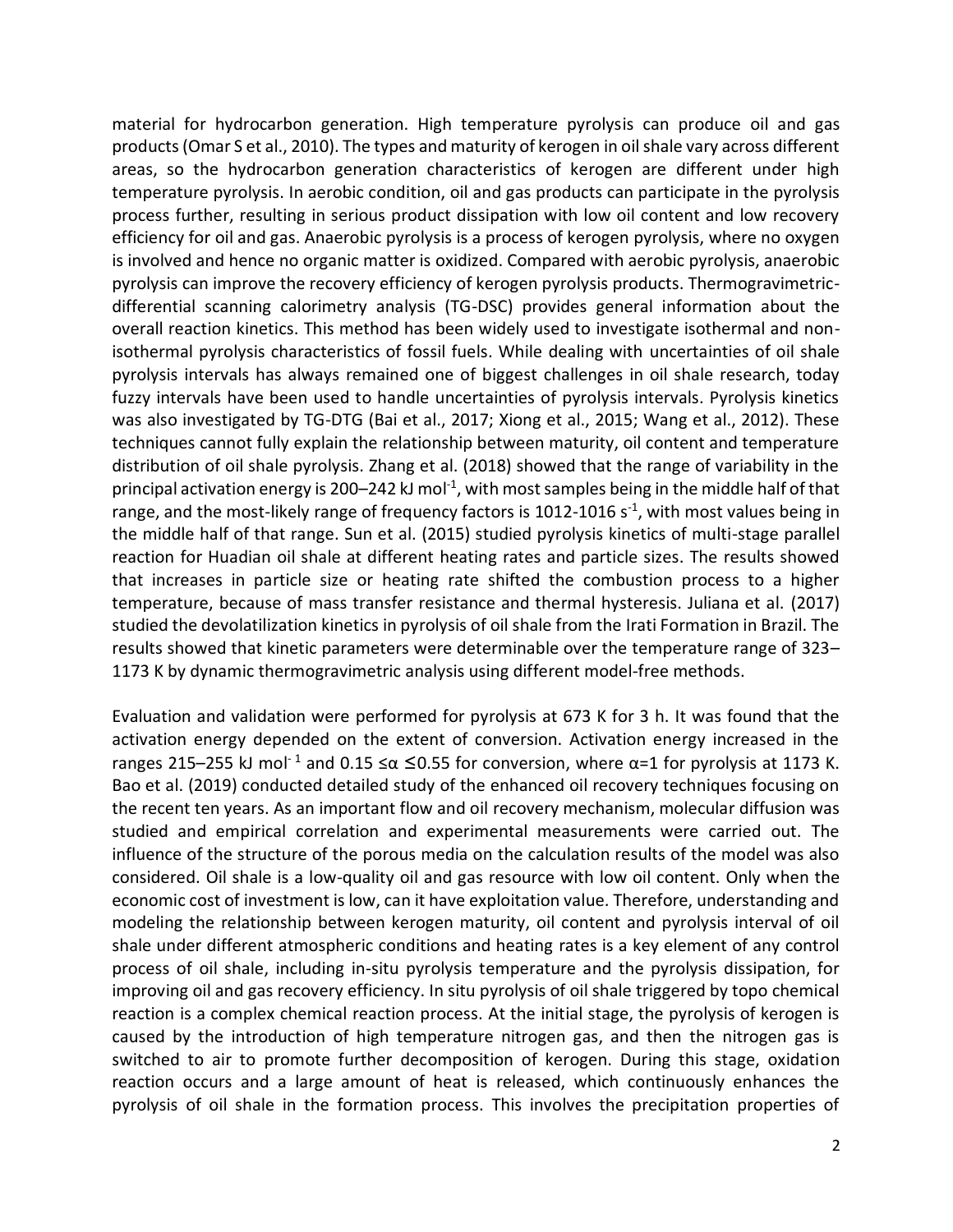material for hydrocarbon generation. High temperature pyrolysis can produce oil and gas products (Omar S et al., 2010). The types and maturity of kerogen in oil shale vary across different areas, so the hydrocarbon generation characteristics of kerogen are different under high temperature pyrolysis. In aerobic condition, oil and gas products can participate in the pyrolysis process further, resulting in serious product dissipation with low oil content and low recovery efficiency for oil and gas. Anaerobic pyrolysis is a process of kerogen pyrolysis, where no oxygen is involved and hence no organic matter is oxidized. Compared with aerobic pyrolysis, anaerobic pyrolysis can improve the recovery efficiency of kerogen pyrolysis products. Thermogravimetric-differential scanning calorimetry analysis (TG-DSC) provides general information about the overall reaction kinetics. This method has been widely used to investigate isothermal and non-isothermal pyrolysis characteristics of fossil fuels. While dealing with uncertainties of oil shale pyrolysis intervals has always remained one of biggest challenges in oil shale research, today fuzzy intervals have been used to handle uncertainties of pyrolysis intervals. Pyrolysis kinetics was also investigated by TG-DTG (Bai et al., 2017; Xiong et al., 2015; Wang et al., 2012). These techniques cannot fully explain the relationship between maturity, oil content and temperature distribution of oil shale pyrolysis. Zhang et al. (2018) showed that the range of variability in the principal activation energy is 200–242 kJ mol$^{-1}$, with most samples being in the middle half of that range, and the most-likely range of frequency factors is 1012-1016 s$^{-1}$, with most values being in the middle half of that range. Sun et al. (2015) studied pyrolysis kinetics of multi-stage parallel reaction for Huadian oil shale at different heating rates and particle sizes. The results showed that increases in particle size or heating rate shifted the combustion process to a higher temperature, because of mass transfer resistance and thermal hysteresis. Juliana et al. (2017) studied the devolatilization kinetics in pyrolysis of oil shale from the Irati Formation in Brazil. The results showed that kinetic parameters were determinable over the temperature range of 323–1173 K by dynamic thermogravimetric analysis using different model-free methods.

Evaluation and validation were performed for pyrolysis at 673 K for 3 h. It was found that the activation energy depended on the extent of conversion. Activation energy increased in the ranges 215–255 kJ mol$^{-1}$ and $0.15 \leq \alpha \leq 0.55$ for conversion, where $\alpha=1$ for pyrolysis at 1173 K. Bao et al. (2019) conducted detailed study of the enhanced oil recovery techniques focusing on the recent ten years. As an important flow and oil recovery mechanism, molecular diffusion was studied and empirical correlation and experimental measurements were carried out. The influence of the structure of the porous media on the calculation results of the model was also considered. Oil shale is a low-quality oil and gas resource with low oil content. Only when the economic cost of investment is low, can it have exploitation value. Therefore, understanding and modeling the relationship between kerogen maturity, oil content and pyrolysis interval of oil shale under different atmospheric conditions and heating rates is a key element of any control process of oil shale, including in-situ pyrolysis temperature and the pyrolysis dissipation, for improving oil and gas recovery efficiency. In situ pyrolysis of oil shale triggered by topo chemical reaction is a complex chemical reaction process. At the initial stage, the pyrolysis of kerogen is caused by the introduction of high temperature nitrogen gas, and then the nitrogen gas is switched to air to promote further decomposition of kerogen. During this stage, oxidation reaction occurs and a large amount of heat is released, which continuously enhances the pyrolysis of oil shale in the formation process. This involves the precipitation properties of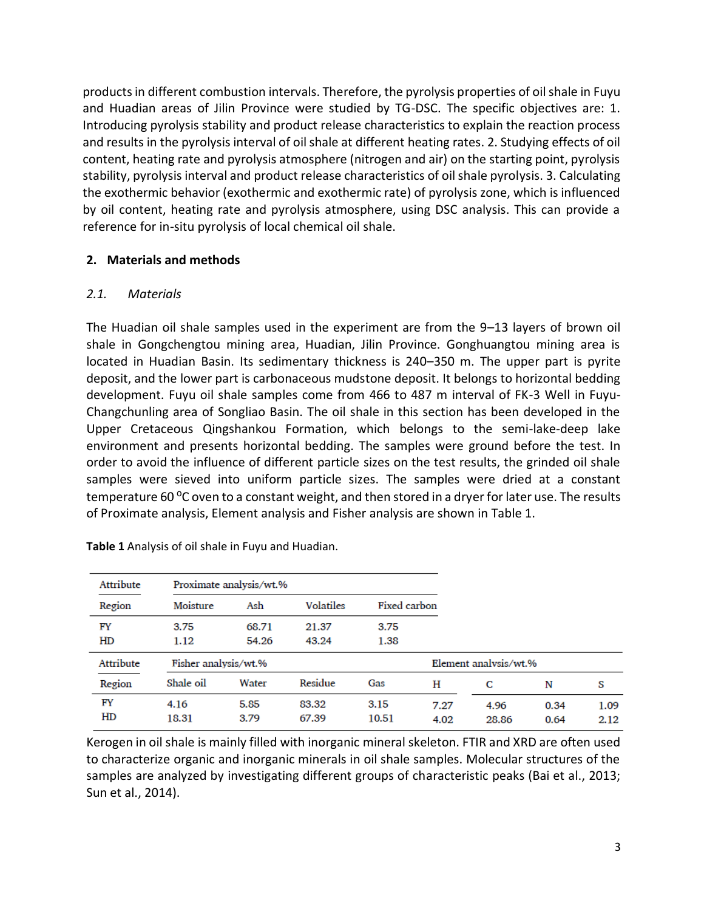products in different combustion intervals. Therefore, the pyrolysis properties of oil shale in Fuyu and Huadian areas of Jilin Province were studied by TG-DSC. The specific objectives are: 1. Introducing pyrolysis stability and product release characteristics to explain the reaction process and results in the pyrolysis interval of oil shale at different heating rates. 2. Studying effects of oil content, heating rate and pyrolysis atmosphere (nitrogen and air) on the starting point, pyrolysis stability, pyrolysis interval and product release characteristics of oil shale pyrolysis. 3. Calculating the exothermic behavior (exothermic and exothermic rate) of pyrolysis zone, which is influenced by oil content, heating rate and pyrolysis atmosphere, using DSC analysis. This can provide a reference for in-situ pyrolysis of local chemical oil shale.

## 2. Materials and methods

### *2.1. Materials*

The Huadian oil shale samples used in the experiment are from the 9–13 layers of brown oil shale in Gongchengtou mining area, Huadian, Jilin Province. Gonghuangtou mining area is located in Huadian Basin. Its sedimentary thickness is 240–350 m. The upper part is pyrite deposit, and the lower part is carbonaceous mudstone deposit. It belongs to horizontal bedding development. Fuyu oil shale samples come from 466 to 487 m interval of FK-3 Well in Fuyu-Changchunling area of Songliao Basin. The oil shale in this section has been developed in the Upper Cretaceous Qingshankou Formation, which belongs to the semi-lake-deep lake environment and presents horizontal bedding. The samples were ground before the test. In order to avoid the influence of different particle sizes on the test results, the grinded oil shale samples were sieved into uniform particle sizes. The samples were dried at a constant temperature 60 $^{0}$C oven to a constant weight, and then stored in a dryer for later use. The results of Proximate analysis, Element analysis and Fisher analysis are shown in Table 1.

**Table 1** Analysis of oil shale in Fuyu and Huadian.

| Attribute | Proximate analysis/wt.% | | | |
|---|---|---|---|---|
| Region | Moisture | Ash | Volatiles | Fixed carbon |
| FY | 3.75 | 68.71 | 21.37 | 3.75 |
| HD | 1.12 | 54.26 | 43.24 | 1.38 |

| Attribute | Fisher analysis/wt.% | | | | Element analysis/wt.% | | | |
|---|---|---|---|---|---|---|---|---|
| Region | Shale oil | Water | Residue | Gas | H | C | N | S |
| FY | 4.16 | 5.85 | 83.32 | 3.15 | 7.27 | 4.96 | 0.34 | 1.09 |
| HD | 18.31 | 3.79 | 67.39 | 10.51 | 4.02 | 28.86 | 0.64 | 2.12 |

Kerogen in oil shale is mainly filled with inorganic mineral skeleton. FTIR and XRD are often used to characterize organic and inorganic minerals in oil shale samples. Molecular structures of the samples are analyzed by investigating different groups of characteristic peaks (Bai et al., 2013; Sun et al., 2014).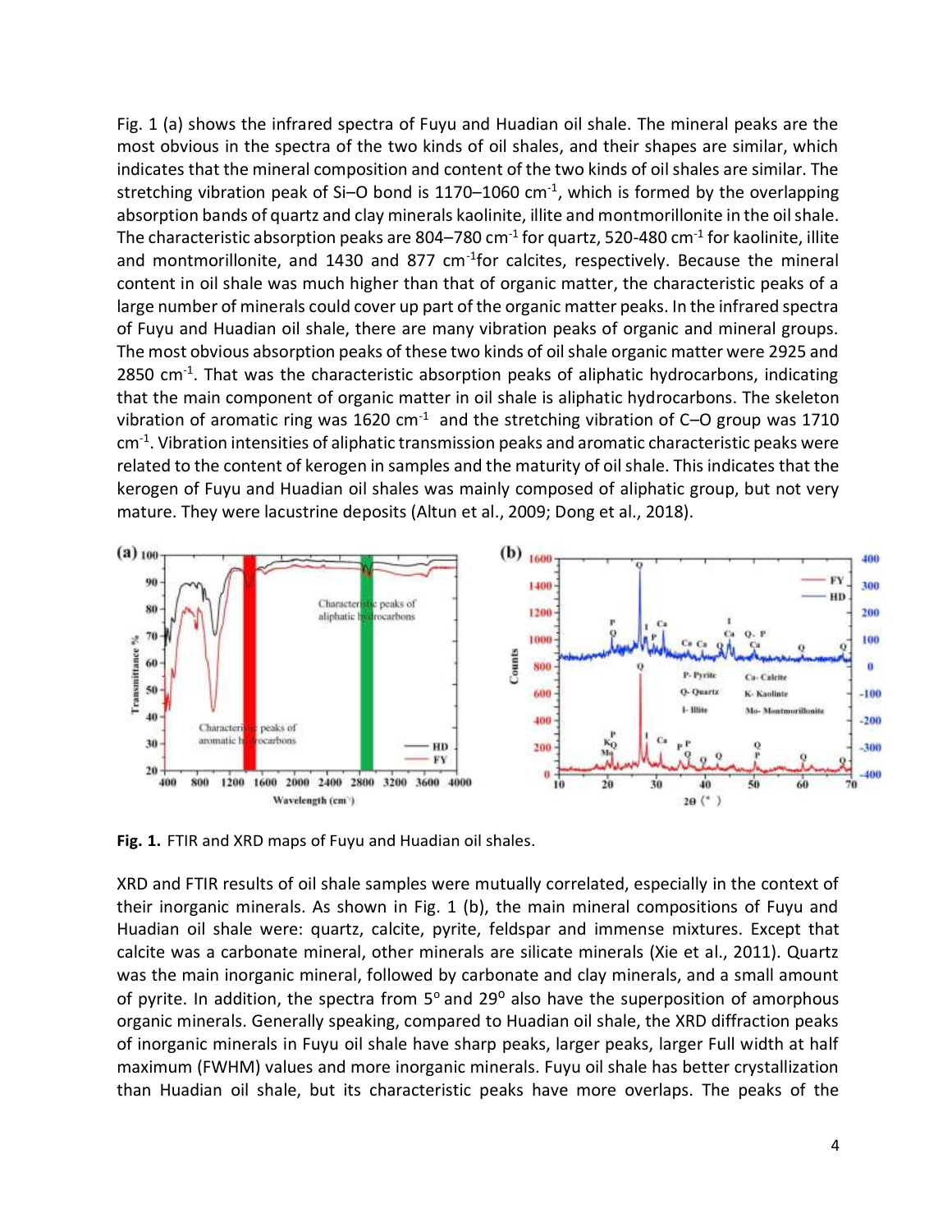Fig. 1 (a) shows the infrared spectra of Fuyu and Huadian oil shale. The mineral peaks are the most obvious in the spectra of the two kinds of oil shales, and their shapes are similar, which indicates that the mineral composition and content of the two kinds of oil shales are similar. The stretching vibration peak of Si–O bond is 1170–1060 cm$^{-1}$, which is formed by the overlapping absorption bands of quartz and clay minerals kaolinite, illite and montmorillonite in the oil shale. The characteristic absorption peaks are 804–780 cm$^{-1}$ for quartz, 520-480 cm$^{-1}$ for kaolinite, illite and montmorillonite, and 1430 and 877 cm$^{-1}$for calcites, respectively. Because the mineral content in oil shale was much higher than that of organic matter, the characteristic peaks of a large number of minerals could cover up part of the organic matter peaks. In the infrared spectra of Fuyu and Huadian oil shale, there are many vibration peaks of organic and mineral groups. The most obvious absorption peaks of these two kinds of oil shale organic matter were 2925 and 2850 cm$^{-1}$. That was the characteristic absorption peaks of aliphatic hydrocarbons, indicating that the main component of organic matter in oil shale is aliphatic hydrocarbons. The skeleton vibration of aromatic ring was 1620 cm$^{-1}$ and the stretching vibration of C–O group was 1710 cm$^{-1}$. Vibration intensities of aliphatic transmission peaks and aromatic characteristic peaks were related to the content of kerogen in samples and the maturity of oil shale. This indicates that the kerogen of Fuyu and Huadian oil shales was mainly composed of aliphatic group, but not very mature. They were lacustrine deposits (Altun et al., 2009; Dong et al., 2018).

**Fig. 1.** FTIR and XRD maps of Fuyu and Huadian oil shales.

XRD and FTIR results of oil shale samples were mutually correlated, especially in the context of their inorganic minerals. As shown in Fig. 1 (b), the main mineral compositions of Fuyu and Huadian oil shale were: quartz, calcite, pyrite, feldspar and immense mixtures. Except that calcite was a carbonate mineral, other minerals are silicate minerals (Xie et al., 2011). Quartz was the main inorganic mineral, followed by carbonate and clay minerals, and a small amount of pyrite. In addition, the spectra from 5° and 29° also have the superposition of amorphous organic minerals. Generally speaking, compared to Huadian oil shale, the XRD diffraction peaks of inorganic minerals in Fuyu oil shale have sharp peaks, larger peaks, larger Full width at half maximum (FWHM) values and more inorganic minerals. Fuyu oil shale has better crystallization than Huadian oil shale, but its characteristic peaks have more overlaps. The peaks of the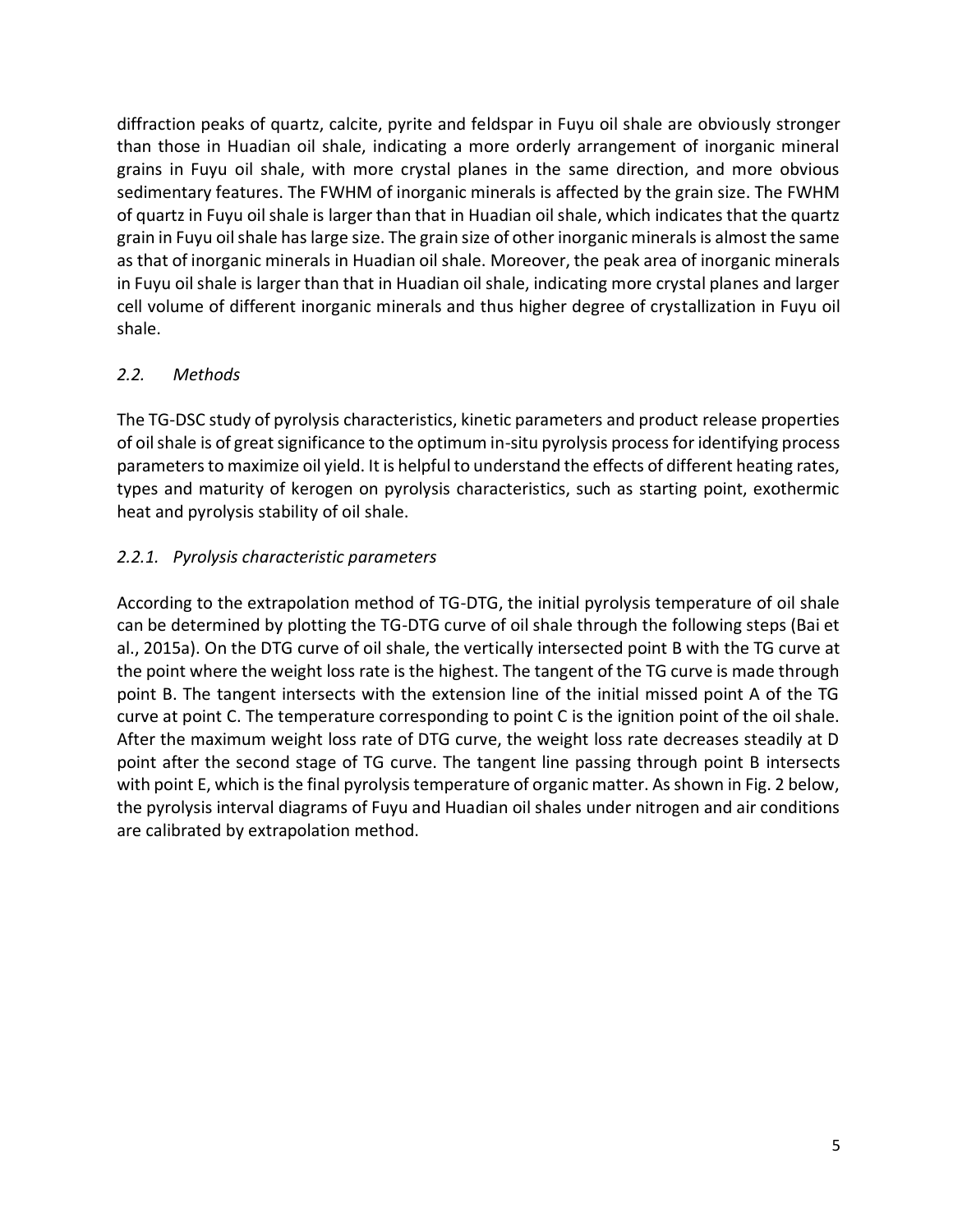diffraction peaks of quartz, calcite, pyrite and feldspar in Fuyu oil shale are obviously stronger than those in Huadian oil shale, indicating a more orderly arrangement of inorganic mineral grains in Fuyu oil shale, with more crystal planes in the same direction, and more obvious sedimentary features. The FWHM of inorganic minerals is affected by the grain size. The FWHM of quartz in Fuyu oil shale is larger than that in Huadian oil shale, which indicates that the quartz grain in Fuyu oil shale has large size. The grain size of other inorganic minerals is almost the same as that of inorganic minerals in Huadian oil shale. Moreover, the peak area of inorganic minerals in Fuyu oil shale is larger than that in Huadian oil shale, indicating more crystal planes and larger cell volume of different inorganic minerals and thus higher degree of crystallization in Fuyu oil shale.

### *2.2. Methods*

The TG-DSC study of pyrolysis characteristics, kinetic parameters and product release properties of oil shale is of great significance to the optimum in-situ pyrolysis process for identifying process parameters to maximize oil yield. It is helpful to understand the effects of different heating rates, types and maturity of kerogen on pyrolysis characteristics, such as starting point, exothermic heat and pyrolysis stability of oil shale.

#### *2.2.1. Pyrolysis characteristic parameters*

According to the extrapolation method of TG-DTG, the initial pyrolysis temperature of oil shale can be determined by plotting the TG-DTG curve of oil shale through the following steps (Bai et al., 2015a). On the DTG curve of oil shale, the vertically intersected point B with the TG curve at the point where the weight loss rate is the highest. The tangent of the TG curve is made through point B. The tangent intersects with the extension line of the initial missed point A of the TG curve at point C. The temperature corresponding to point C is the ignition point of the oil shale. After the maximum weight loss rate of DTG curve, the weight loss rate decreases steadily at D point after the second stage of TG curve. The tangent line passing through point B intersects with point E, which is the final pyrolysis temperature of organic matter. As shown in Fig. 2 below, the pyrolysis interval diagrams of Fuyu and Huadian oil shales under nitrogen and air conditions are calibrated by extrapolation method.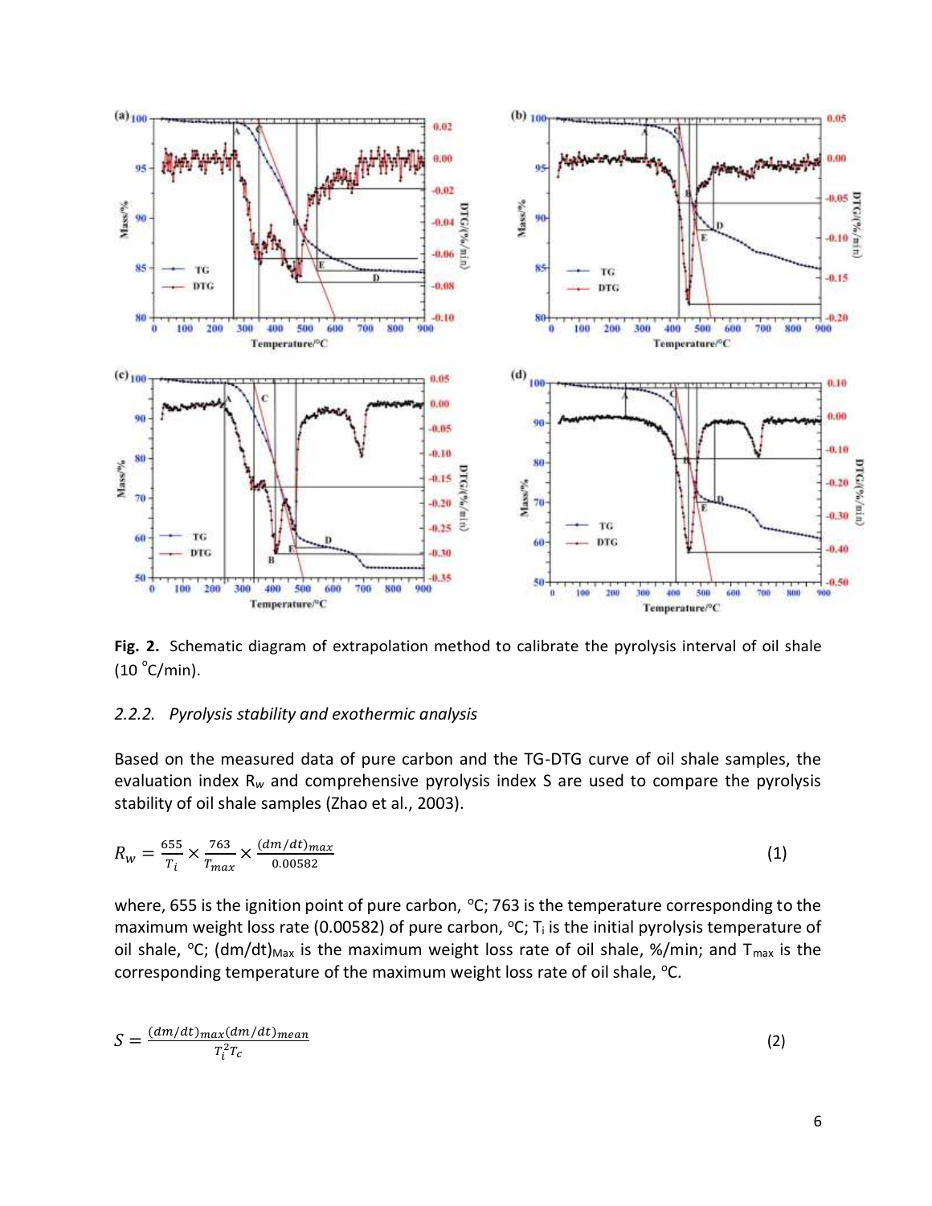**Fig. 2.** Schematic diagram of extrapolation method to calibrate the pyrolysis interval of oil shale (10 °C/min).

#### 2.2.2. *Pyrolysis stability and exothermic analysis*

Based on the measured data of pure carbon and the TG-DTG curve of oil shale samples, the evaluation index $R_w$ and comprehensive pyrolysis index S are used to compare the pyrolysis stability of oil shale samples (Zhao et al., 2003).

$$R_w = \frac{655}{T_i} \times \frac{763}{T_{max}} \times \frac{(dm/dt)_{max}}{0.00582} \tag{1}$$

where, 655 is the ignition point of pure carbon, °C; 763 is the temperature corresponding to the maximum weight loss rate (0.00582) of pure carbon, °C; $T_i$ is the initial pyrolysis temperature of oil shale, °C; $(dm/dt)_{Max}$ is the maximum weight loss rate of oil shale, %/min; and $T_{max}$ is the corresponding temperature of the maximum weight loss rate of oil shale, °C.

$$S = \frac{(dm/dt)_{max}(dm/dt)_{mean}}{T_i^2 T_c} \tag{2}$$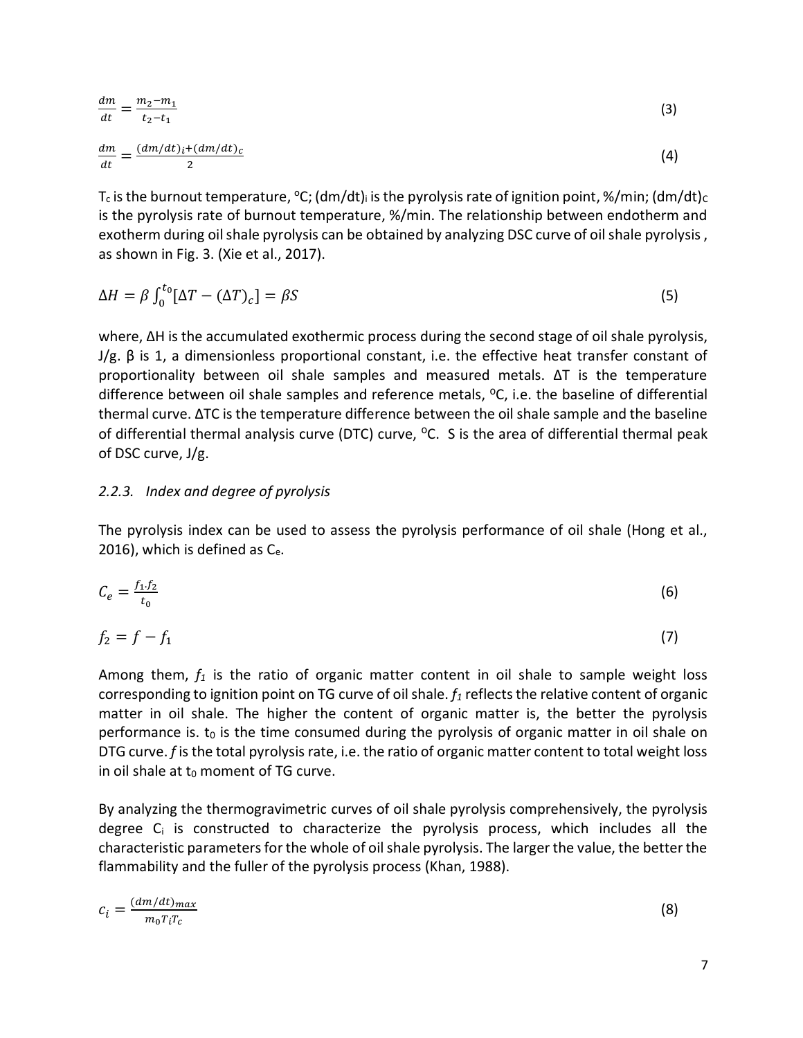$$\frac{dm}{dt} = \frac{m_2 - m_1}{t_2 - t_1} \tag{3}$$

$$\frac{dm}{dt} = \frac{(dm/dt)_i + (dm/dt)_c}{2} \tag{4}$$

$T_c$ is the burnout temperature, $^oC$; $(dm/dt)_i$ is the pyrolysis rate of ignition point, %/min; $(dm/dt)_C$ is the pyrolysis rate of burnout temperature, %/min. The relationship between endotherm and exotherm during oil shale pyrolysis can be obtained by analyzing DSC curve of oil shale pyrolysis , as shown in Fig. 3. (Xie et al., 2017).

$$\Delta H = \beta \int_0^{t_0} [\Delta T - (\Delta T)_c] = \beta S \tag{5}$$

where, ΔH is the accumulated exothermic process during the second stage of oil shale pyrolysis, J/g. β is 1, a dimensionless proportional constant, i.e. the effective heat transfer constant of proportionality between oil shale samples and measured metals. ΔT is the temperature difference between oil shale samples and reference metals, $^oC$, i.e. the baseline of differential thermal curve. ΔTC is the temperature difference between the oil shale sample and the baseline of differential thermal analysis curve (DTC) curve, $^oC$. S is the area of differential thermal peak of DSC curve, J/g.

### 2.2.3. *Index and degree of pyrolysis*

The pyrolysis index can be used to assess the pyrolysis performance of oil shale (Hong et al., 2016), which is defined as $C_e$.

$$C_e = \frac{f_1 \cdot f_2}{t_0} \tag{6}$$

$$f_2 = f - f_1 \tag{7}$$

Among them, $f_1$ is the ratio of organic matter content in oil shale to sample weight loss corresponding to ignition point on TG curve of oil shale. $f_1$ reflects the relative content of organic matter in oil shale. The higher the content of organic matter is, the better the pyrolysis performance is. $t_0$ is the time consumed during the pyrolysis of organic matter in oil shale on DTG curve. $f$ is the total pyrolysis rate, i.e. the ratio of organic matter content to total weight loss in oil shale at $t_0$ moment of TG curve.

By analyzing the thermogravimetric curves of oil shale pyrolysis comprehensively, the pyrolysis degree $C_i$ is constructed to characterize the pyrolysis process, which includes all the characteristic parameters for the whole of oil shale pyrolysis. The larger the value, the better the flammability and the fuller of the pyrolysis process (Khan, 1988).

$$c_i = \frac{(dm/dt)_{max}}{m_0 T_i T_c} \tag{8}$$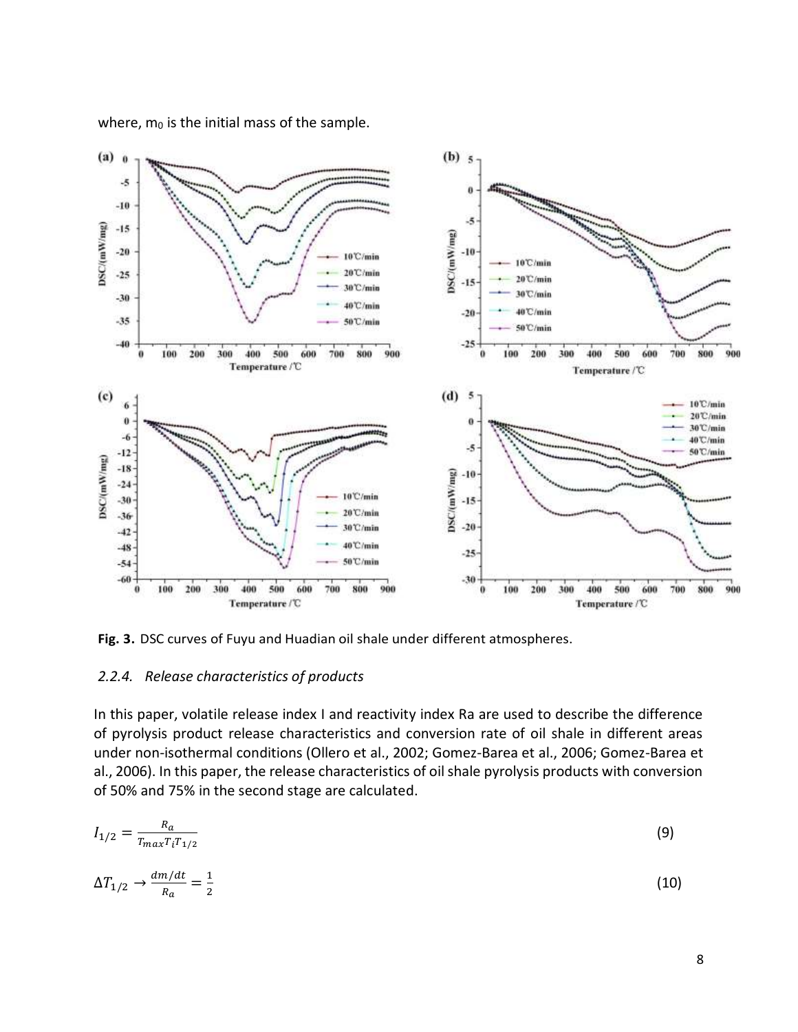where, $m_0$ is the initial mass of the sample.

Fig. 3. DSC curves of Fuyu and Huadian oil shale under different atmospheres.

### *2.2.4. Release characteristics of products*

In this paper, volatile release index I and reactivity index Ra are used to describe the difference of pyrolysis product release characteristics and conversion rate of oil shale in different areas under non-isothermal conditions (Ollero et al., 2002; Gomez-Barea et al., 2006; Gomez-Barea et al., 2006). In this paper, the release characteristics of oil shale pyrolysis products with conversion of 50% and 75% in the second stage are calculated.

$$I_{1/2} = \frac{R_a}{T_{max} T_i T_{1/2}} \tag{9}$$

$$\Delta T_{1/2} \rightarrow \frac{dm/dt}{R_a} = \frac{1}{2} \tag{10}$$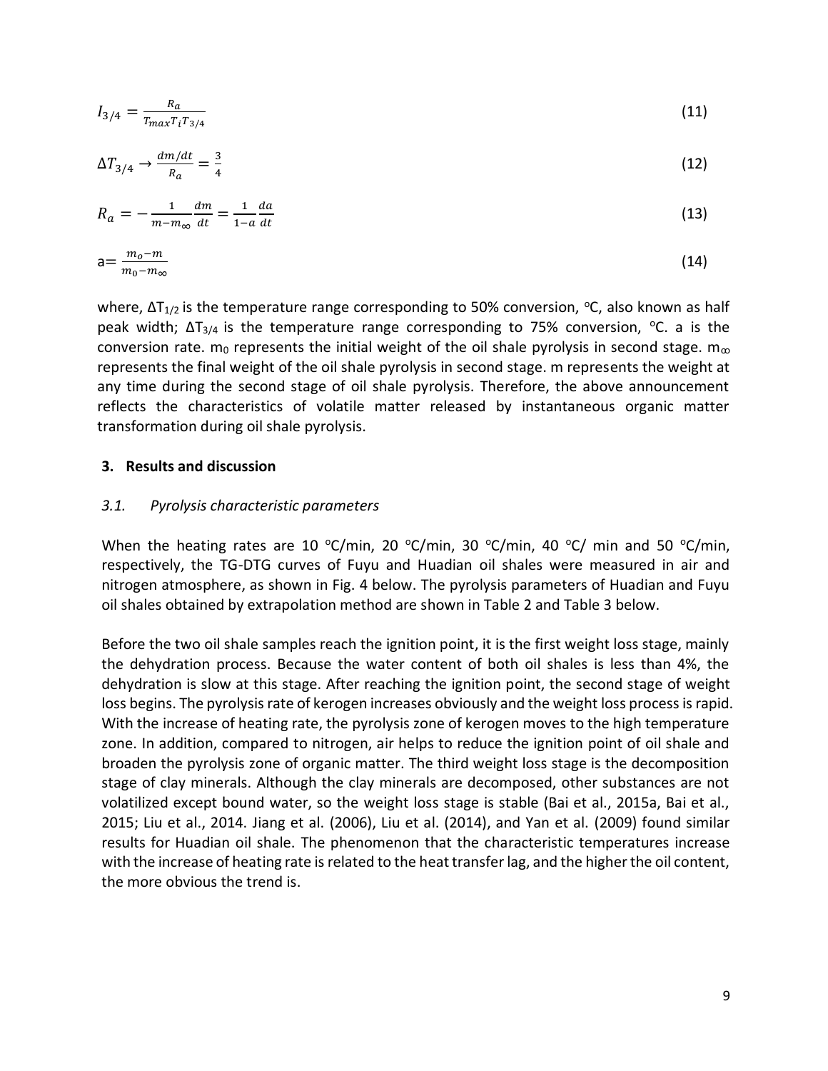$$I_{3/4} = \frac{R_a}{T_{max}T_iT_{3/4}} \tag{11}$$

$$\Delta T_{3/4} \rightarrow \frac{dm/dt}{R_a} = \frac{3}{4} \tag{12}$$

$$R_a = -\frac{1}{m-m_\infty}\frac{dm}{dt} = \frac{1}{1-a}\frac{da}{dt} \tag{13}$$

$$a = \frac{m_o-m}{m_0-m_\infty} \tag{14}$$

where, $\Delta T_{1/2}$ is the temperature range corresponding to 50% conversion, °C, also known as half peak width; $\Delta T_{3/4}$ is the temperature range corresponding to 75% conversion, °C. a is the conversion rate. $m_0$ represents the initial weight of the oil shale pyrolysis in second stage. $m_\infty$ represents the final weight of the oil shale pyrolysis in second stage. m represents the weight at any time during the second stage of oil shale pyrolysis. Therefore, the above announcement reflects the characteristics of volatile matter released by instantaneous organic matter transformation during oil shale pyrolysis.

## 3. Results and discussion

### *3.1. Pyrolysis characteristic parameters*

When the heating rates are 10 °C/min, 20 °C/min, 30 °C/min, 40 °C/ min and 50 °C/min, respectively, the TG-DTG curves of Fuyu and Huadian oil shales were measured in air and nitrogen atmosphere, as shown in Fig. 4 below. The pyrolysis parameters of Huadian and Fuyu oil shales obtained by extrapolation method are shown in Table 2 and Table 3 below.

Before the two oil shale samples reach the ignition point, it is the first weight loss stage, mainly the dehydration process. Because the water content of both oil shales is less than 4%, the dehydration is slow at this stage. After reaching the ignition point, the second stage of weight loss begins. The pyrolysis rate of kerogen increases obviously and the weight loss process is rapid. With the increase of heating rate, the pyrolysis zone of kerogen moves to the high temperature zone. In addition, compared to nitrogen, air helps to reduce the ignition point of oil shale and broaden the pyrolysis zone of organic matter. The third weight loss stage is the decomposition stage of clay minerals. Although the clay minerals are decomposed, other substances are not volatilized except bound water, so the weight loss stage is stable (Bai et al., 2015a, Bai et al., 2015; Liu et al., 2014. Jiang et al. (2006), Liu et al. (2014), and Yan et al. (2009) found similar results for Huadian oil shale. The phenomenon that the characteristic temperatures increase with the increase of heating rate is related to the heat transfer lag, and the higher the oil content, the more obvious the trend is.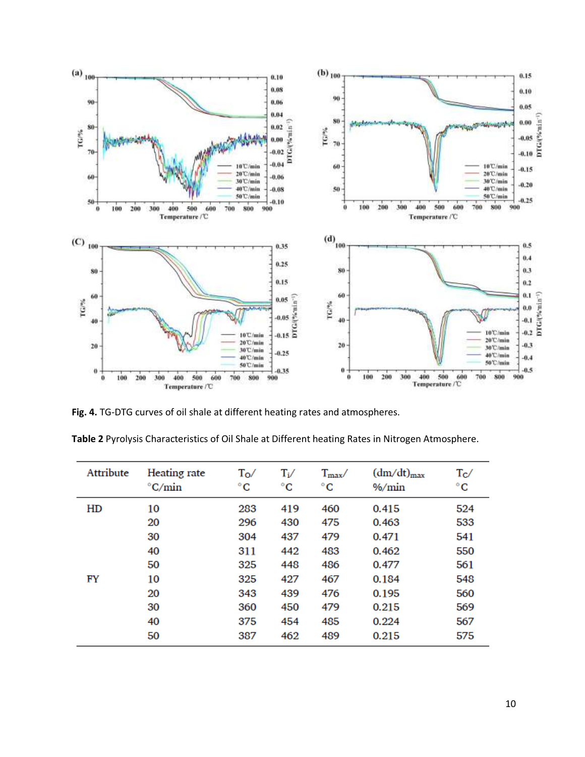**Fig. 4.** TG-DTG curves of oil shale at different heating rates and atmospheres.

**Table 2** Pyrolysis Characteristics of Oil Shale at Different heating Rates in Nitrogen Atmosphere.

| Attribute | Heating rate °C/min | $T_O$/ °C | $T_i$/ °C | $T_{max}$/ °C | $(dm/dt)_{max}$ %/min | $T_C$/ °C |
|---|---|---|---|---|---|---|
| HD | 10 | 283 | 419 | 460 | 0.415 | 524 |
| | 20 | 296 | 430 | 475 | 0.463 | 533 |
| | 30 | 304 | 437 | 479 | 0.471 | 541 |
| | 40 | 311 | 442 | 483 | 0.462 | 550 |
| | 50 | 325 | 448 | 486 | 0.477 | 561 |
| FY | 10 | 325 | 427 | 467 | 0.184 | 548 |
| | 20 | 343 | 439 | 476 | 0.195 | 560 |
| | 30 | 360 | 450 | 479 | 0.215 | 569 |
| | 40 | 375 | 454 | 485 | 0.224 | 567 |
| | 50 | 387 | 462 | 489 | 0.215 | 575 |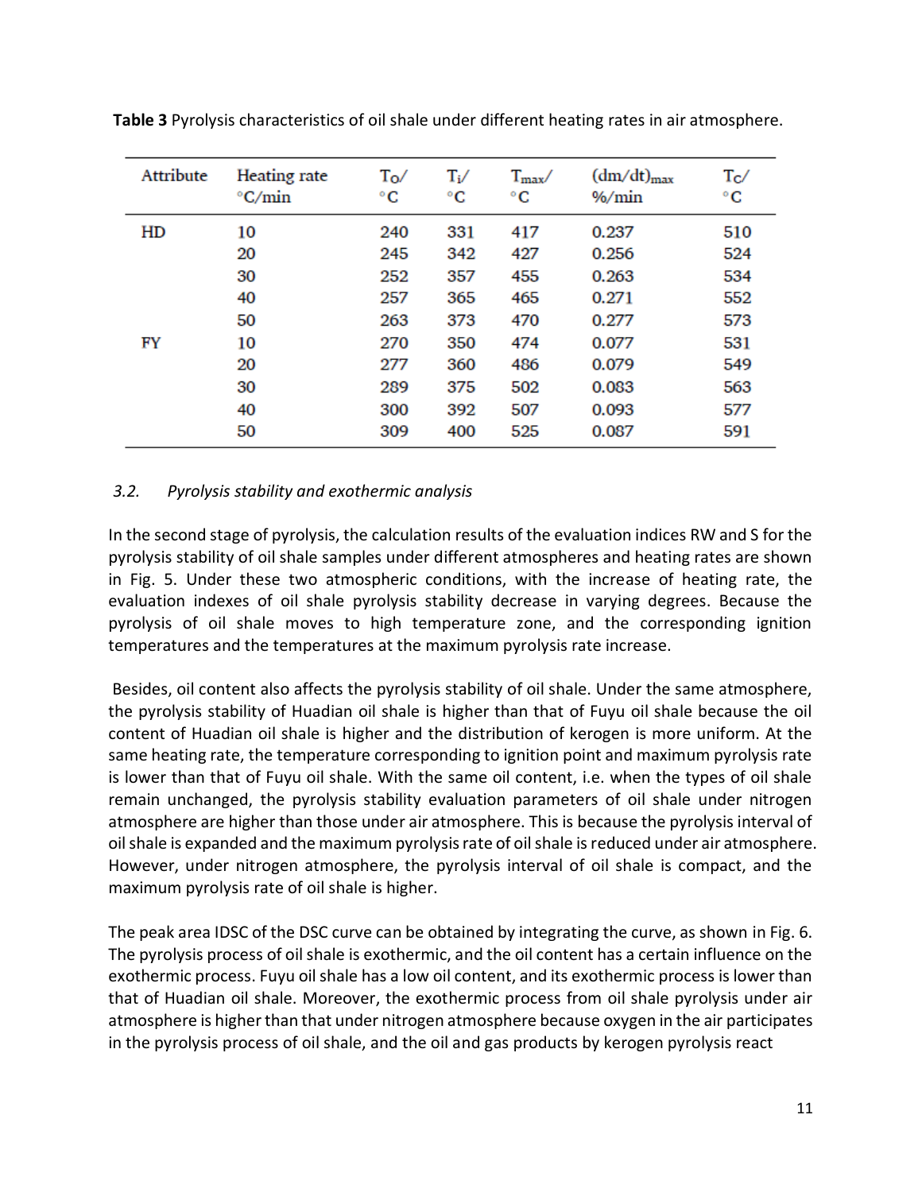**Table 3** Pyrolysis characteristics of oil shale under different heating rates in air atmosphere.

| Attribute | Heating rate °C/min | $T_O$/ °C | $T_i$/ °C | $T_{max}$/ °C | $(dm/dt)_{max}$ %/min | $T_C$/ °C |
|---|---|---|---|---|---|---|
| HD | 10 | 240 | 331 | 417 | 0.237 | 510 |
| | 20 | 245 | 342 | 427 | 0.256 | 524 |
| | 30 | 252 | 357 | 455 | 0.263 | 534 |
| | 40 | 257 | 365 | 465 | 0.271 | 552 |
| | 50 | 263 | 373 | 470 | 0.277 | 573 |
| FY | 10 | 270 | 350 | 474 | 0.077 | 531 |
| | 20 | 277 | 360 | 486 | 0.079 | 549 |
| | 30 | 289 | 375 | 502 | 0.083 | 563 |
| | 40 | 300 | 392 | 507 | 0.093 | 577 |
| | 50 | 309 | 400 | 525 | 0.087 | 591 |

### *3.2. Pyrolysis stability and exothermic analysis*

In the second stage of pyrolysis, the calculation results of the evaluation indices RW and S for the pyrolysis stability of oil shale samples under different atmospheres and heating rates are shown in Fig. 5. Under these two atmospheric conditions, with the increase of heating rate, the evaluation indexes of oil shale pyrolysis stability decrease in varying degrees. Because the pyrolysis of oil shale moves to high temperature zone, and the corresponding ignition temperatures and the temperatures at the maximum pyrolysis rate increase.

Besides, oil content also affects the pyrolysis stability of oil shale. Under the same atmosphere, the pyrolysis stability of Huadian oil shale is higher than that of Fuyu oil shale because the oil content of Huadian oil shale is higher and the distribution of kerogen is more uniform. At the same heating rate, the temperature corresponding to ignition point and maximum pyrolysis rate is lower than that of Fuyu oil shale. With the same oil content, i.e. when the types of oil shale remain unchanged, the pyrolysis stability evaluation parameters of oil shale under nitrogen atmosphere are higher than those under air atmosphere. This is because the pyrolysis interval of oil shale is expanded and the maximum pyrolysis rate of oil shale is reduced under air atmosphere. However, under nitrogen atmosphere, the pyrolysis interval of oil shale is compact, and the maximum pyrolysis rate of oil shale is higher.

The peak area IDSC of the DSC curve can be obtained by integrating the curve, as shown in Fig. 6. The pyrolysis process of oil shale is exothermic, and the oil content has a certain influence on the exothermic process. Fuyu oil shale has a low oil content, and its exothermic process is lower than that of Huadian oil shale. Moreover, the exothermic process from oil shale pyrolysis under air atmosphere is higher than that under nitrogen atmosphere because oxygen in the air participates in the pyrolysis process of oil shale, and the oil and gas products by kerogen pyrolysis react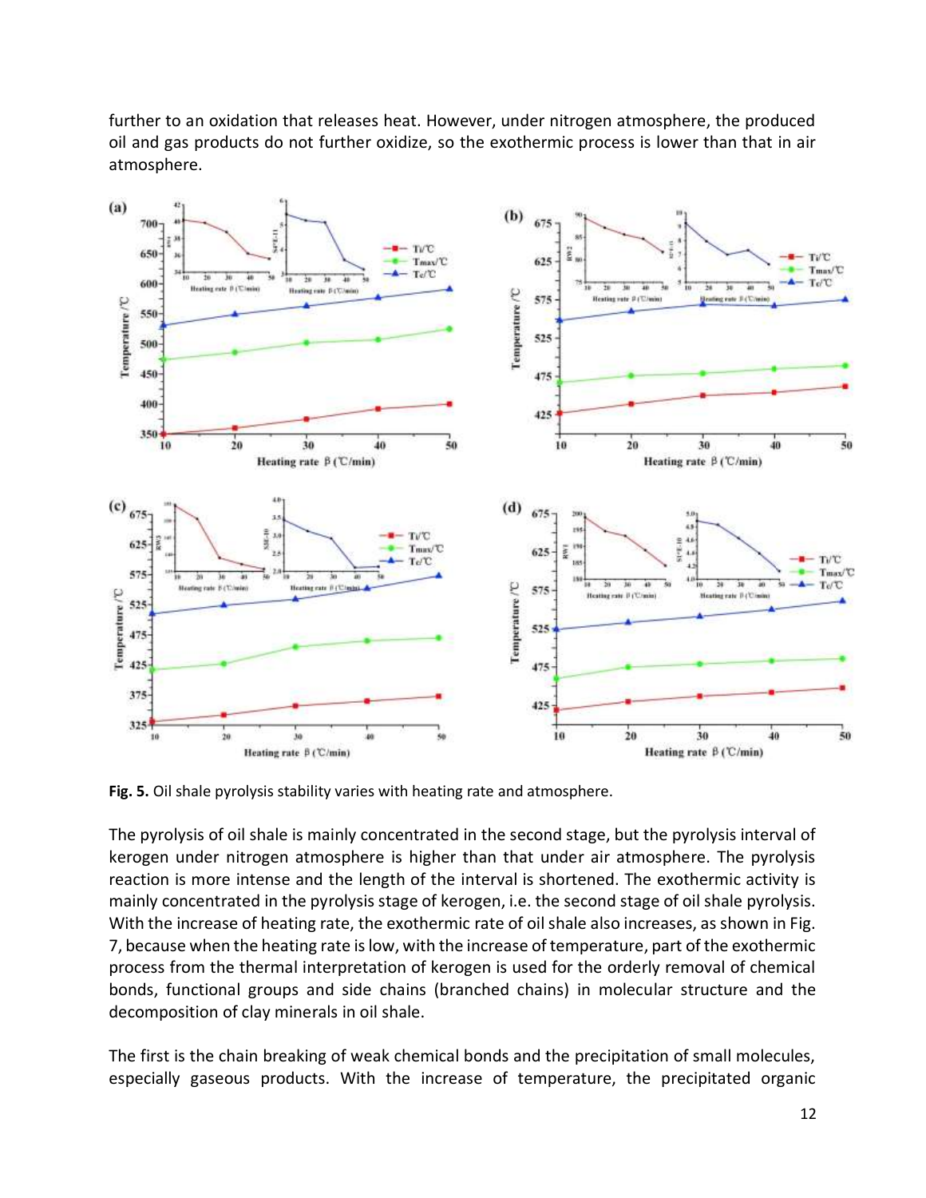further to an oxidation that releases heat. However, under nitrogen atmosphere, the produced oil and gas products do not further oxidize, so the exothermic process is lower than that in air atmosphere.

**Fig. 5.** Oil shale pyrolysis stability varies with heating rate and atmosphere.

The pyrolysis of oil shale is mainly concentrated in the second stage, but the pyrolysis interval of kerogen under nitrogen atmosphere is higher than that under air atmosphere. The pyrolysis reaction is more intense and the length of the interval is shortened. The exothermic activity is mainly concentrated in the pyrolysis stage of kerogen, i.e. the second stage of oil shale pyrolysis. With the increase of heating rate, the exothermic rate of oil shale also increases, as shown in Fig. 7, because when the heating rate is low, with the increase of temperature, part of the exothermic process from the thermal interpretation of kerogen is used for the orderly removal of chemical bonds, functional groups and side chains (branched chains) in molecular structure and the decomposition of clay minerals in oil shale.

The first is the chain breaking of weak chemical bonds and the precipitation of small molecules, especially gaseous products. With the increase of temperature, the precipitated organic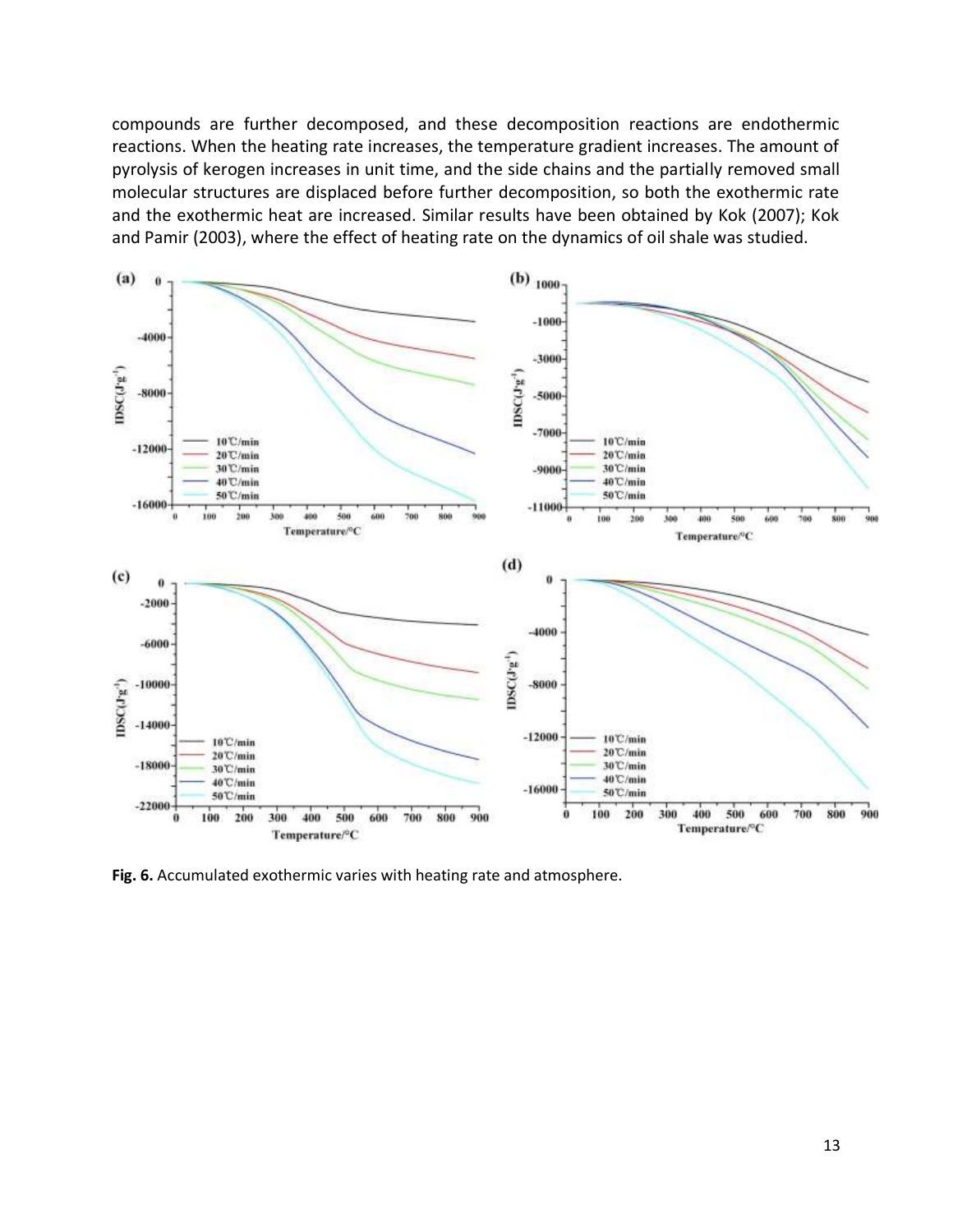compounds are further decomposed, and these decomposition reactions are endothermic reactions. When the heating rate increases, the temperature gradient increases. The amount of pyrolysis of kerogen increases in unit time, and the side chains and the partially removed small molecular structures are displaced before further decomposition, so both the exothermic rate and the exothermic heat are increased. Similar results have been obtained by Kok (2007); Kok and Pamir (2003), where the effect of heating rate on the dynamics of oil shale was studied.

**Fig. 6.** Accumulated exothermic varies with heating rate and atmosphere.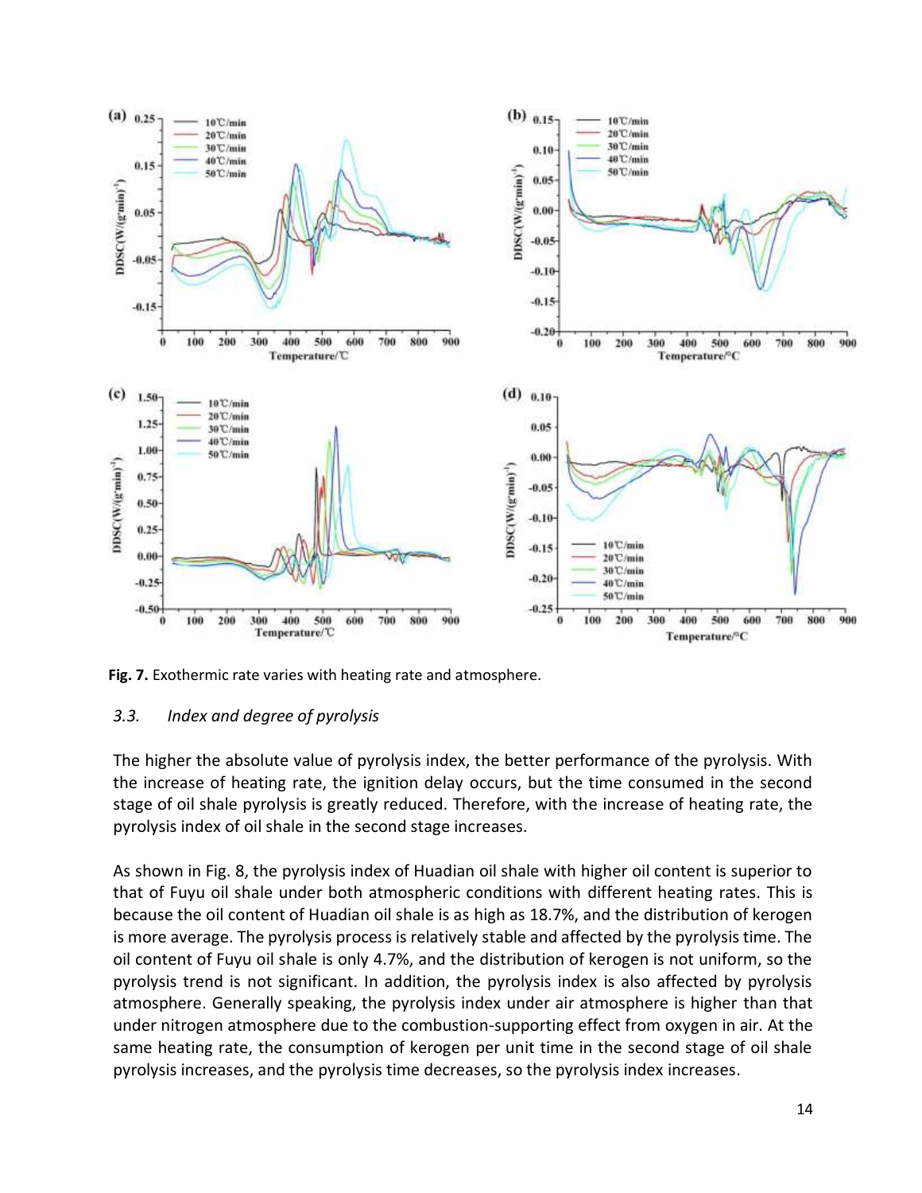Fig. 7. Exothermic rate varies with heating rate and atmosphere.

### *3.3. Index and degree of pyrolysis*

The higher the absolute value of pyrolysis index, the better performance of the pyrolysis. With the increase of heating rate, the ignition delay occurs, but the time consumed in the second stage of oil shale pyrolysis is greatly reduced. Therefore, with the increase of heating rate, the pyrolysis index of oil shale in the second stage increases.

As shown in Fig. 8, the pyrolysis index of Huadian oil shale with higher oil content is superior to that of Fuyu oil shale under both atmospheric conditions with different heating rates. This is because the oil content of Huadian oil shale is as high as 18.7%, and the distribution of kerogen is more average. The pyrolysis process is relatively stable and affected by the pyrolysis time. The oil content of Fuyu oil shale is only 4.7%, and the distribution of kerogen is not uniform, so the pyrolysis trend is not significant. In addition, the pyrolysis index is also affected by pyrolysis atmosphere. Generally speaking, the pyrolysis index under air atmosphere is higher than that under nitrogen atmosphere due to the combustion-supporting effect from oxygen in air. At the same heating rate, the consumption of kerogen per unit time in the second stage of oil shale pyrolysis increases, and the pyrolysis time decreases, so the pyrolysis index increases.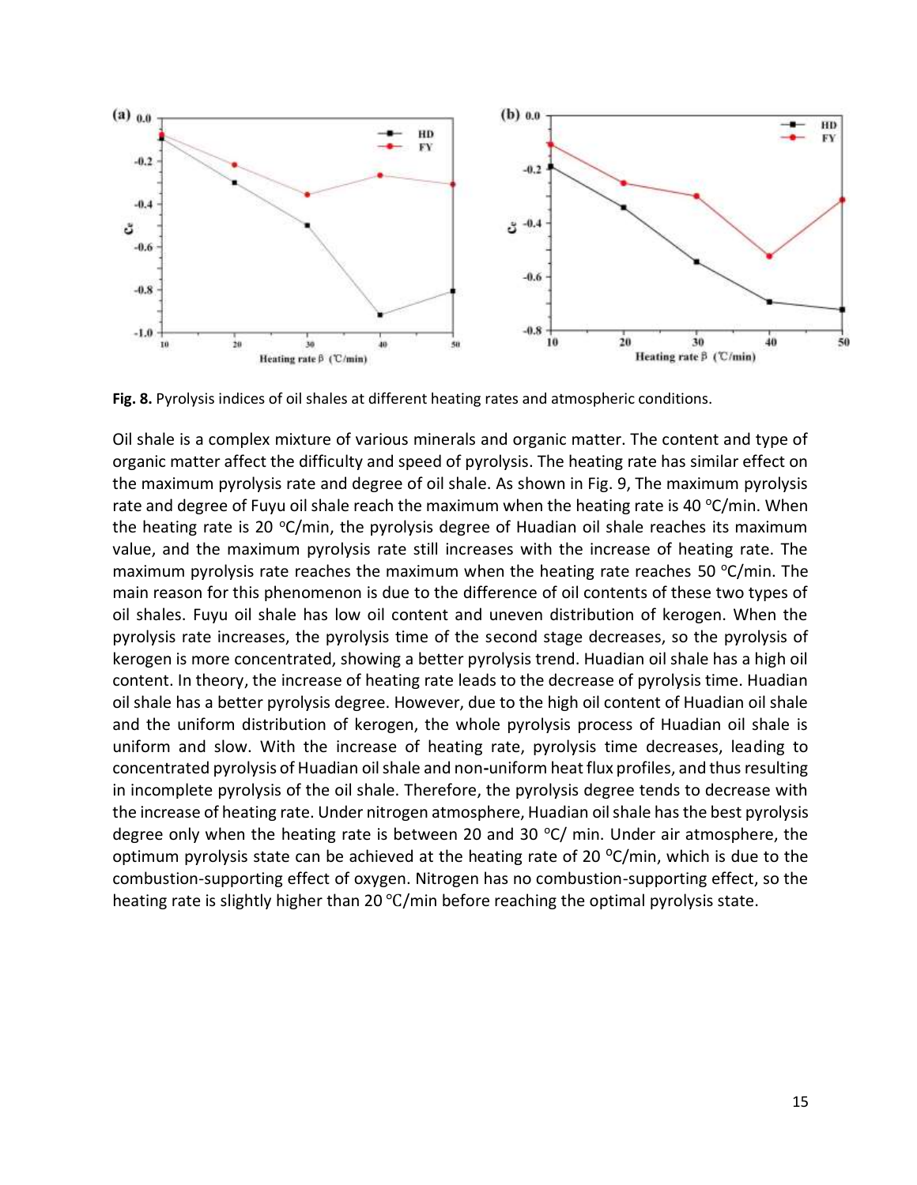**Fig. 8.** Pyrolysis indices of oil shales at different heating rates and atmospheric conditions.

Oil shale is a complex mixture of various minerals and organic matter. The content and type of organic matter affect the difficulty and speed of pyrolysis. The heating rate has similar effect on the maximum pyrolysis rate and degree of oil shale. As shown in Fig. 9, The maximum pyrolysis rate and degree of Fuyu oil shale reach the maximum when the heating rate is 40 °C/min. When the heating rate is 20 °C/min, the pyrolysis degree of Huadian oil shale reaches its maximum value, and the maximum pyrolysis rate still increases with the increase of heating rate. The maximum pyrolysis rate reaches the maximum when the heating rate reaches 50 °C/min. The main reason for this phenomenon is due to the difference of oil contents of these two types of oil shales. Fuyu oil shale has low oil content and uneven distribution of kerogen. When the pyrolysis rate increases, the pyrolysis time of the second stage decreases, so the pyrolysis of kerogen is more concentrated, showing a better pyrolysis trend. Huadian oil shale has a high oil content. In theory, the increase of heating rate leads to the decrease of pyrolysis time. Huadian oil shale has a better pyrolysis degree. However, due to the high oil content of Huadian oil shale and the uniform distribution of kerogen, the whole pyrolysis process of Huadian oil shale is uniform and slow. With the increase of heating rate, pyrolysis time decreases, leading to concentrated pyrolysis of Huadian oil shale and non-uniform heat flux profiles, and thus resulting in incomplete pyrolysis of the oil shale. Therefore, the pyrolysis degree tends to decrease with the increase of heating rate. Under nitrogen atmosphere, Huadian oil shale has the best pyrolysis degree only when the heating rate is between 20 and 30 °C/ min. Under air atmosphere, the optimum pyrolysis state can be achieved at the heating rate of 20 °C/min, which is due to the combustion-supporting effect of oxygen. Nitrogen has no combustion-supporting effect, so the heating rate is slightly higher than 20 °C/min before reaching the optimal pyrolysis state.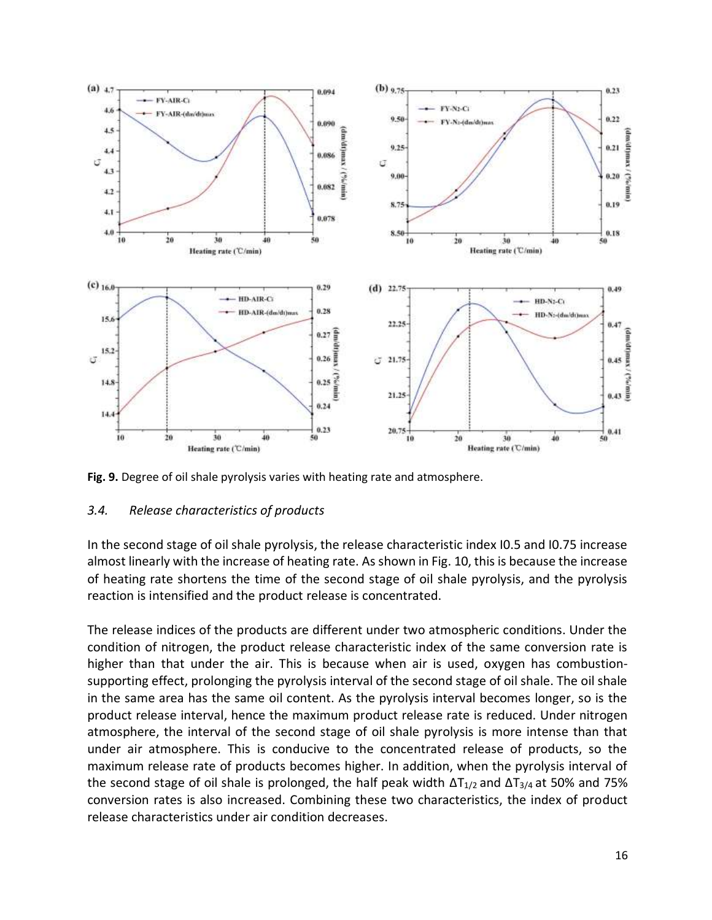Fig. 9. Degree of oil shale pyrolysis varies with heating rate and atmosphere.

### *3.4. Release characteristics of products*

In the second stage of oil shale pyrolysis, the release characteristic index I0.5 and I0.75 increase almost linearly with the increase of heating rate. As shown in Fig. 10, this is because the increase of heating rate shortens the time of the second stage of oil shale pyrolysis, and the pyrolysis reaction is intensified and the product release is concentrated.

The release indices of the products are different under two atmospheric conditions. Under the condition of nitrogen, the product release characteristic index of the same conversion rate is higher than that under the air. This is because when air is used, oxygen has combustion-supporting effect, prolonging the pyrolysis interval of the second stage of oil shale. The oil shale in the same area has the same oil content. As the pyrolysis interval becomes longer, so is the product release interval, hence the maximum product release rate is reduced. Under nitrogen atmosphere, the interval of the second stage of oil shale pyrolysis is more intense than that under air atmosphere. This is conducive to the concentrated release of products, so the maximum release rate of products becomes higher. In addition, when the pyrolysis interval of the second stage of oil shale is prolonged, the half peak width $\Delta T_{1/2}$ and $\Delta T_{3/4}$ at 50% and 75% conversion rates is also increased. Combining these two characteristics, the index of product release characteristics under air condition decreases.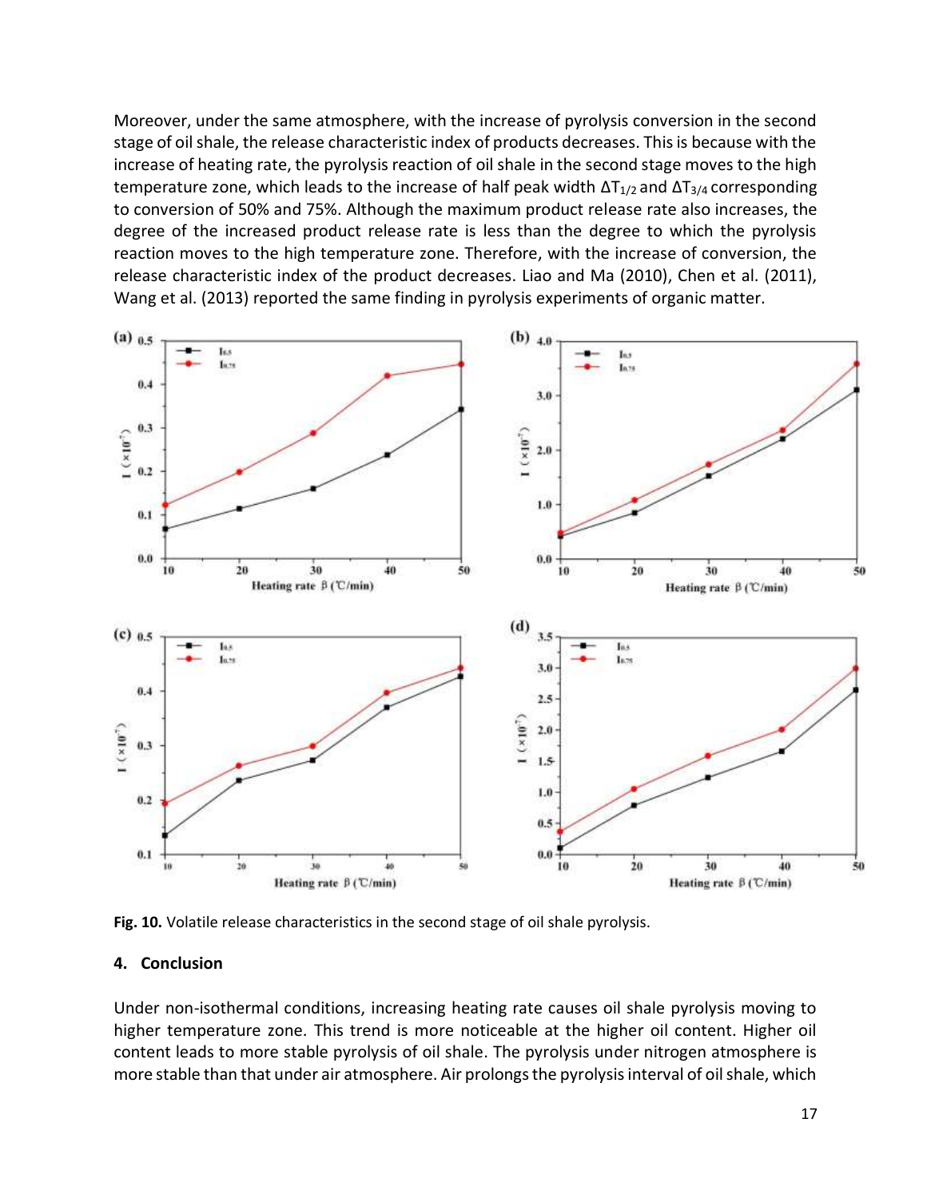Moreover, under the same atmosphere, with the increase of pyrolysis conversion in the second stage of oil shale, the release characteristic index of products decreases. This is because with the increase of heating rate, the pyrolysis reaction of oil shale in the second stage moves to the high temperature zone, which leads to the increase of half peak width $\Delta T_{1/2}$ and $\Delta T_{3/4}$ corresponding to conversion of 50% and 75%. Although the maximum product release rate also increases, the degree of the increased product release rate is less than the degree to which the pyrolysis reaction moves to the high temperature zone. Therefore, with the increase of conversion, the release characteristic index of the product decreases. Liao and Ma (2010), Chen et al. (2011), Wang et al. (2013) reported the same finding in pyrolysis experiments of organic matter.

**Fig. 10.** Volatile release characteristics in the second stage of oil shale pyrolysis.

## 4. Conclusion

Under non-isothermal conditions, increasing heating rate causes oil shale pyrolysis moving to higher temperature zone. This trend is more noticeable at the higher oil content. Higher oil content leads to more stable pyrolysis of oil shale. The pyrolysis under nitrogen atmosphere is more stable than that under air atmosphere. Air prolongs the pyrolysis interval of oil shale, which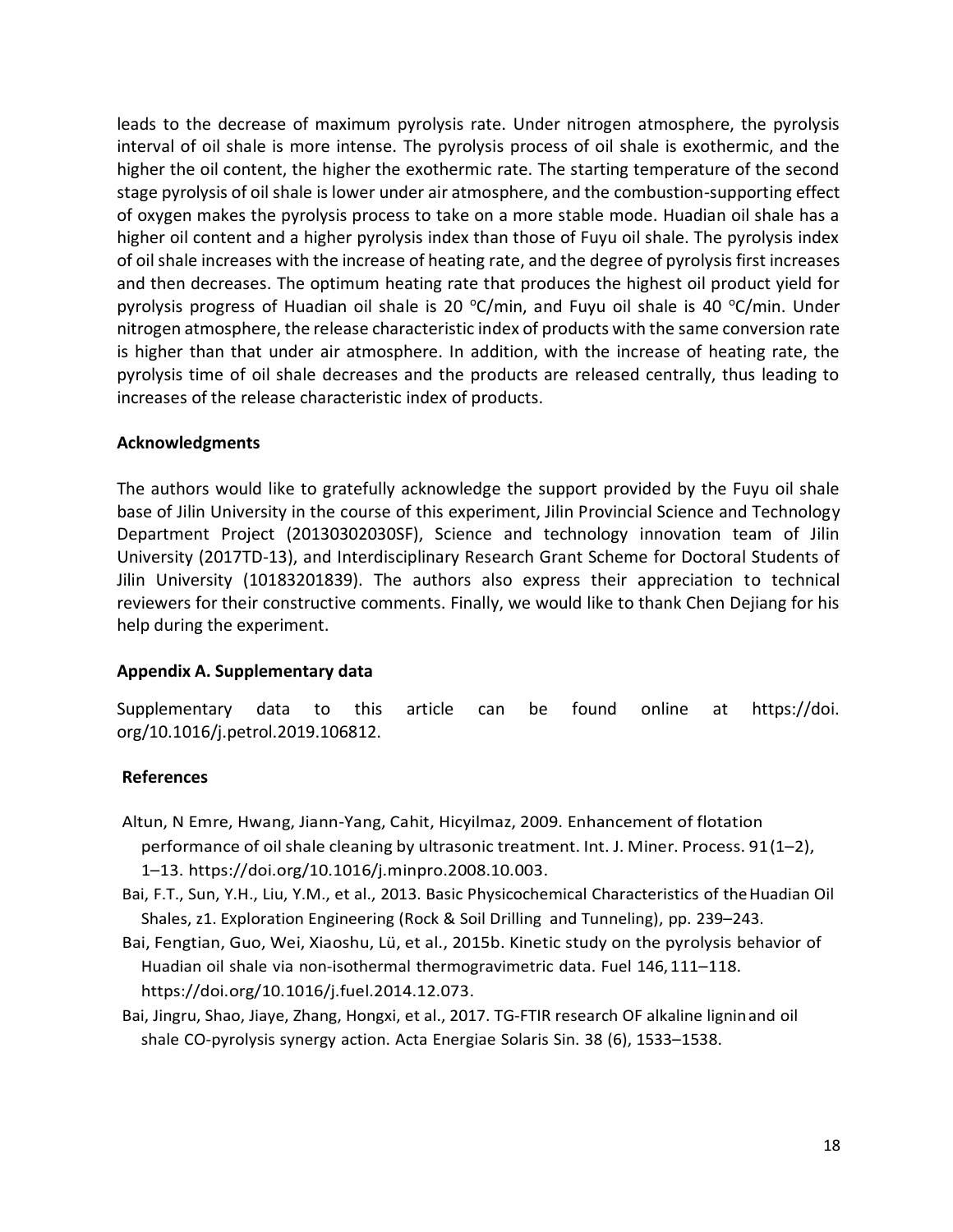leads to the decrease of maximum pyrolysis rate. Under nitrogen atmosphere, the pyrolysis interval of oil shale is more intense. The pyrolysis process of oil shale is exothermic, and the higher the oil content, the higher the exothermic rate. The starting temperature of the second stage pyrolysis of oil shale is lower under air atmosphere, and the combustion-supporting effect of oxygen makes the pyrolysis process to take on a more stable mode. Huadian oil shale has a higher oil content and a higher pyrolysis index than those of Fuyu oil shale. The pyrolysis index of oil shale increases with the increase of heating rate, and the degree of pyrolysis first increases and then decreases. The optimum heating rate that produces the highest oil product yield for pyrolysis progress of Huadian oil shale is 20 $^{o}$C/min, and Fuyu oil shale is 40 $^{o}$C/min. Under nitrogen atmosphere, the release characteristic index of products with the same conversion rate is higher than that under air atmosphere. In addition, with the increase of heating rate, the pyrolysis time of oil shale decreases and the products are released centrally, thus leading to increases of the release characteristic index of products.

## Acknowledgments

The authors would like to gratefully acknowledge the support provided by the Fuyu oil shale base of Jilin University in the course of this experiment, Jilin Provincial Science and Technology Department Project (20130302030SF), Science and technology innovation team of Jilin University (2017TD-13), and Interdisciplinary Research Grant Scheme for Doctoral Students of Jilin University (10183201839). The authors also express their appreciation to technical reviewers for their constructive comments. Finally, we would like to thank Chen Dejiang for his help during the experiment.

## Appendix A. Supplementary data

Supplementary data to this article can be found online at https://doi.org/10.1016/j.petrol.2019.106812.

## References

Altun, N Emre, Hwang, Jiann-Yang, Cahit, Hicyilmaz, 2009. Enhancement of flotation performance of oil shale cleaning by ultrasonic treatment. Int. J. Miner. Process. 91(1–2), 1–13. https://doi.org/10.1016/j.minpro.2008.10.003.

Bai, F.T., Sun, Y.H., Liu, Y.M., et al., 2013. Basic Physicochemical Characteristics of the Huadian Oil Shales, z1. Exploration Engineering (Rock & Soil Drilling and Tunneling), pp. 239–243.

Bai, Fengtian, Guo, Wei, Xiaoshu, Lü, et al., 2015b. Kinetic study on the pyrolysis behavior of Huadian oil shale via non-isothermal thermogravimetric data. Fuel 146, 111–118. https://doi.org/10.1016/j.fuel.2014.12.073.

Bai, Jingru, Shao, Jiaye, Zhang, Hongxi, et al., 2017. TG-FTIR research OF alkaline lignin and oil shale CO-pyrolysis synergy action. Acta Energiae Solaris Sin. 38 (6), 1533–1538.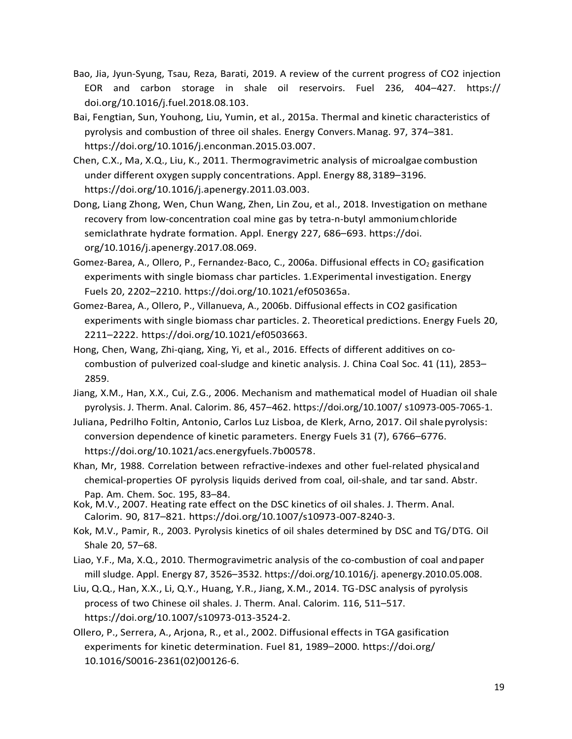Bao, Jia, Jyun-Syung, Tsau, Reza, Barati, 2019. A review of the current progress of CO2 injection EOR and carbon storage in shale oil reservoirs. Fuel 236, 404–427. https://doi.org/10.1016/j.fuel.2018.08.103.

Bai, Fengtian, Sun, Youhong, Liu, Yumin, et al., 2015a. Thermal and kinetic characteristics of pyrolysis and combustion of three oil shales. Energy Convers. Manag. 97, 374–381. https://doi.org/10.1016/j.enconman.2015.03.007.

Chen, C.X., Ma, X.Q., Liu, K., 2011. Thermogravimetric analysis of microalgae combustion under different oxygen supply concentrations. Appl. Energy 88, 3189–3196. https://doi.org/10.1016/j.apenergy.2011.03.003.

Dong, Liang Zhong, Wen, Chun Wang, Zhen, Lin Zou, et al., 2018. Investigation on methane recovery from low-concentration coal mine gas by tetra-n-butyl ammonium chloride semiclathrate hydrate formation. Appl. Energy 227, 686–693. https://doi.org/10.1016/j.apenergy.2017.08.069.

Gomez-Barea, A., Ollero, P., Fernandez-Baco, C., 2006a. Diffusional effects in $CO_2$ gasification experiments with single biomass char particles. 1.Experimental investigation. Energy Fuels 20, 2202–2210. https://doi.org/10.1021/ef050365a.

Gomez-Barea, A., Ollero, P., Villanueva, A., 2006b. Diffusional effects in CO2 gasification experiments with single biomass char particles. 2. Theoretical predictions. Energy Fuels 20, 2211–2222. https://doi.org/10.1021/ef0503663.

Hong, Chen, Wang, Zhi-qiang, Xing, Yi, et al., 2016. Effects of different additives on co-combustion of pulverized coal-sludge and kinetic analysis. J. China Coal Soc. 41 (11), 2853–2859.

Jiang, X.M., Han, X.X., Cui, Z.G., 2006. Mechanism and mathematical model of Huadian oil shale pyrolysis. J. Therm. Anal. Calorim. 86, 457–462. https://doi.org/10.1007/ s10973-005-7065-1.

Juliana, Pedrilho Foltin, Antonio, Carlos Luz Lisboa, de Klerk, Arno, 2017. Oil shale pyrolysis: conversion dependence of kinetic parameters. Energy Fuels 31 (7), 6766–6776. https://doi.org/10.1021/acs.energyfuels.7b00578.

Khan, Mr, 1988. Correlation between refractive-indexes and other fuel-related physical and chemical-properties OF pyrolysis liquids derived from coal, oil-shale, and tar sand. Abstr. Pap. Am. Chem. Soc. 195, 83–84.

Kok, M.V., 2007. Heating rate effect on the DSC kinetics of oil shales. J. Therm. Anal. Calorim. 90, 817–821. https://doi.org/10.1007/s10973-007-8240-3.

Kok, M.V., Pamir, R., 2003. Pyrolysis kinetics of oil shales determined by DSC and TG/DTG. Oil Shale 20, 57–68.

Liao, Y.F., Ma, X.Q., 2010. Thermogravimetric analysis of the co-combustion of coal and paper mill sludge. Appl. Energy 87, 3526–3532. https://doi.org/10.1016/j. apenergy.2010.05.008.

Liu, Q.Q., Han, X.X., Li, Q.Y., Huang, Y.R., Jiang, X.M., 2014. TG-DSC analysis of pyrolysis process of two Chinese oil shales. J. Therm. Anal. Calorim. 116, 511–517. https://doi.org/10.1007/s10973-013-3524-2.

Ollero, P., Serrera, A., Arjona, R., et al., 2002. Diffusional effects in TGA gasification experiments for kinetic determination. Fuel 81, 1989–2000. https://doi.org/ 10.1016/S0016-2361(02)00126-6.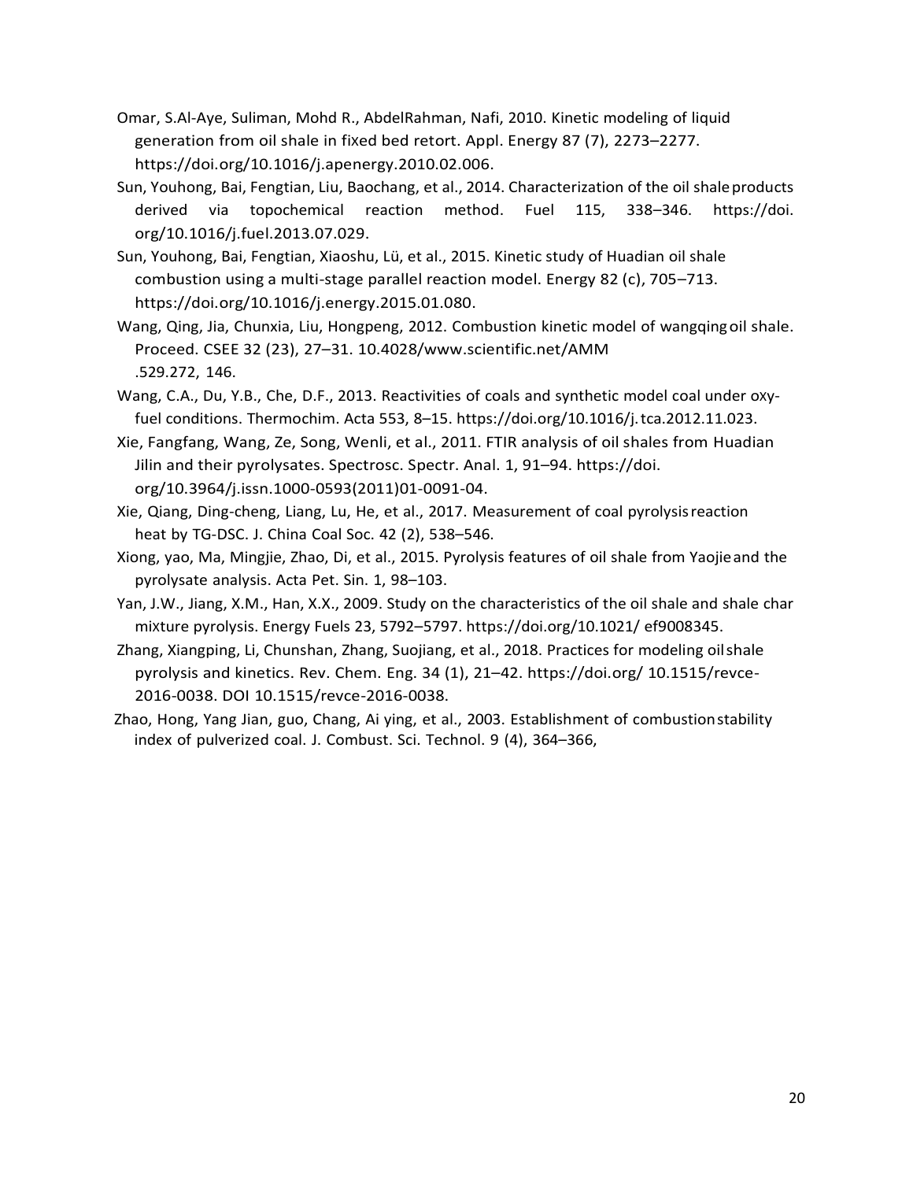Omar, S.Al-Aye, Suliman, Mohd R., AbdelRahman, Nafi, 2010. Kinetic modeling of liquid generation from oil shale in fixed bed retort. Appl. Energy 87 (7), 2273–2277. https://doi.org/10.1016/j.apenergy.2010.02.006.

Sun, Youhong, Bai, Fengtian, Liu, Baochang, et al., 2014. Characterization of the oil shale products derived via topochemical reaction method. Fuel 115, 338–346. https://doi.org/10.1016/j.fuel.2013.07.029.

Sun, Youhong, Bai, Fengtian, Xiaoshu, Lü, et al., 2015. Kinetic study of Huadian oil shale combustion using a multi-stage parallel reaction model. Energy 82 (c), 705–713. https://doi.org/10.1016/j.energy.2015.01.080.

Wang, Qing, Jia, Chunxia, Liu, Hongpeng, 2012. Combustion kinetic model of wangqing oil shale. Proceed. CSEE 32 (23), 27–31. 10.4028/www.scientific.net/AMM .529.272, 146.

Wang, C.A., Du, Y.B., Che, D.F., 2013. Reactivities of coals and synthetic model coal under oxy-fuel conditions. Thermochim. Acta 553, 8–15. https://doi.org/10.1016/j.tca.2012.11.023.

Xie, Fangfang, Wang, Ze, Song, Wenli, et al., 2011. FTIR analysis of oil shales from Huadian Jilin and their pyrolysates. Spectrosc. Spectr. Anal. 1, 91–94. https://doi.org/10.3964/j.issn.1000-0593(2011)01-0091-04.

Xie, Qiang, Ding-cheng, Liang, Lu, He, et al., 2017. Measurement of coal pyrolysis reaction heat by TG-DSC. J. China Coal Soc. 42 (2), 538–546.

Xiong, yao, Ma, Mingjie, Zhao, Di, et al., 2015. Pyrolysis features of oil shale from Yaojie and the pyrolysate analysis. Acta Pet. Sin. 1, 98–103.

Yan, J.W., Jiang, X.M., Han, X.X., 2009. Study on the characteristics of the oil shale and shale char mixture pyrolysis. Energy Fuels 23, 5792–5797. https://doi.org/10.1021/ ef9008345.

Zhang, Xiangping, Li, Chunshan, Zhang, Suojiang, et al., 2018. Practices for modeling oil shale pyrolysis and kinetics. Rev. Chem. Eng. 34 (1), 21–42. https://doi.org/ 10.1515/revce-2016-0038. DOI 10.1515/revce-2016-0038.

Zhao, Hong, Yang Jian, guo, Chang, Ai ying, et al., 2003. Establishment of combustion stability index of pulverized coal. J. Combust. Sci. Technol. 9 (4), 364–366,